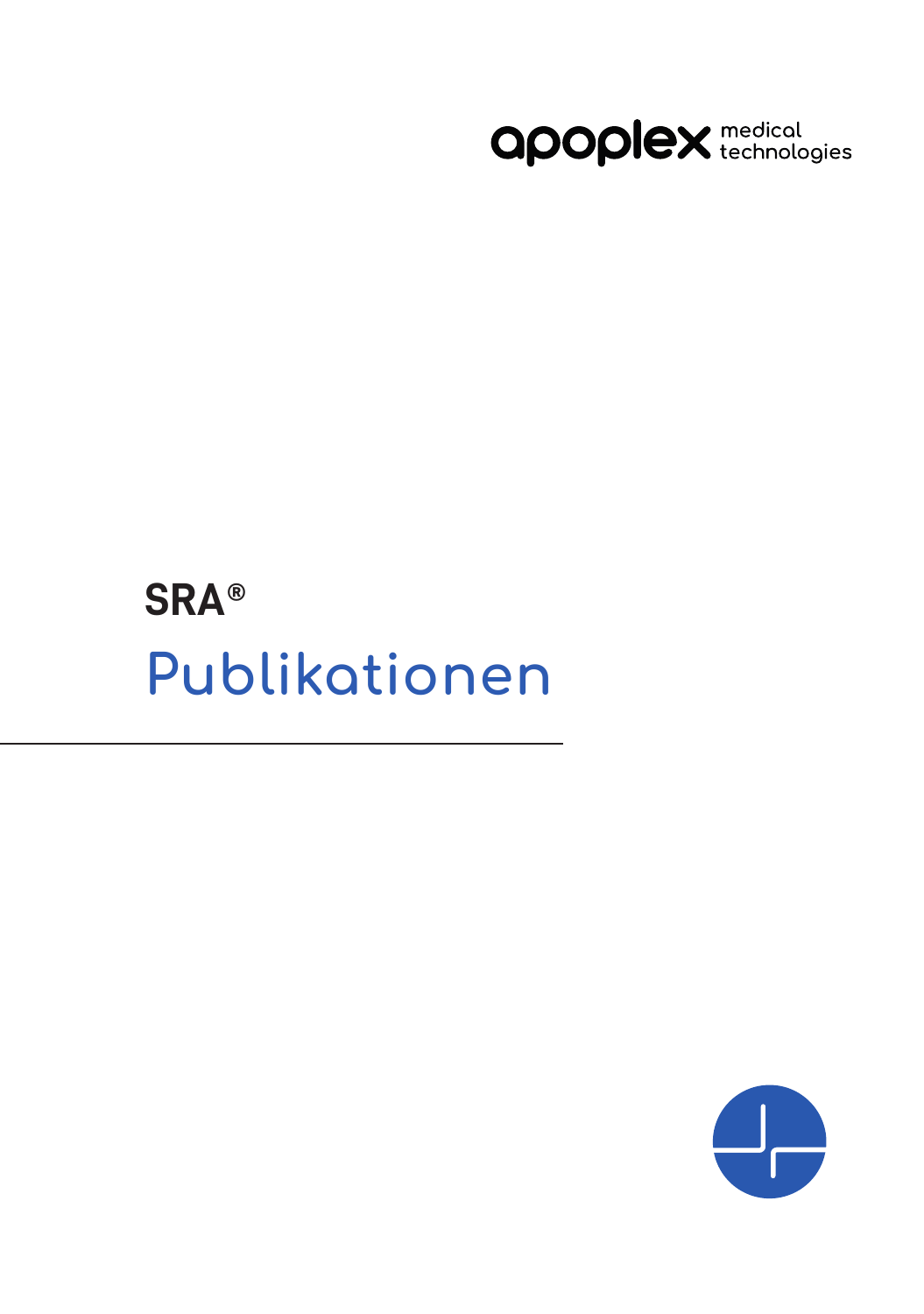apoplex medical technologies

# SRA®

# Publikationen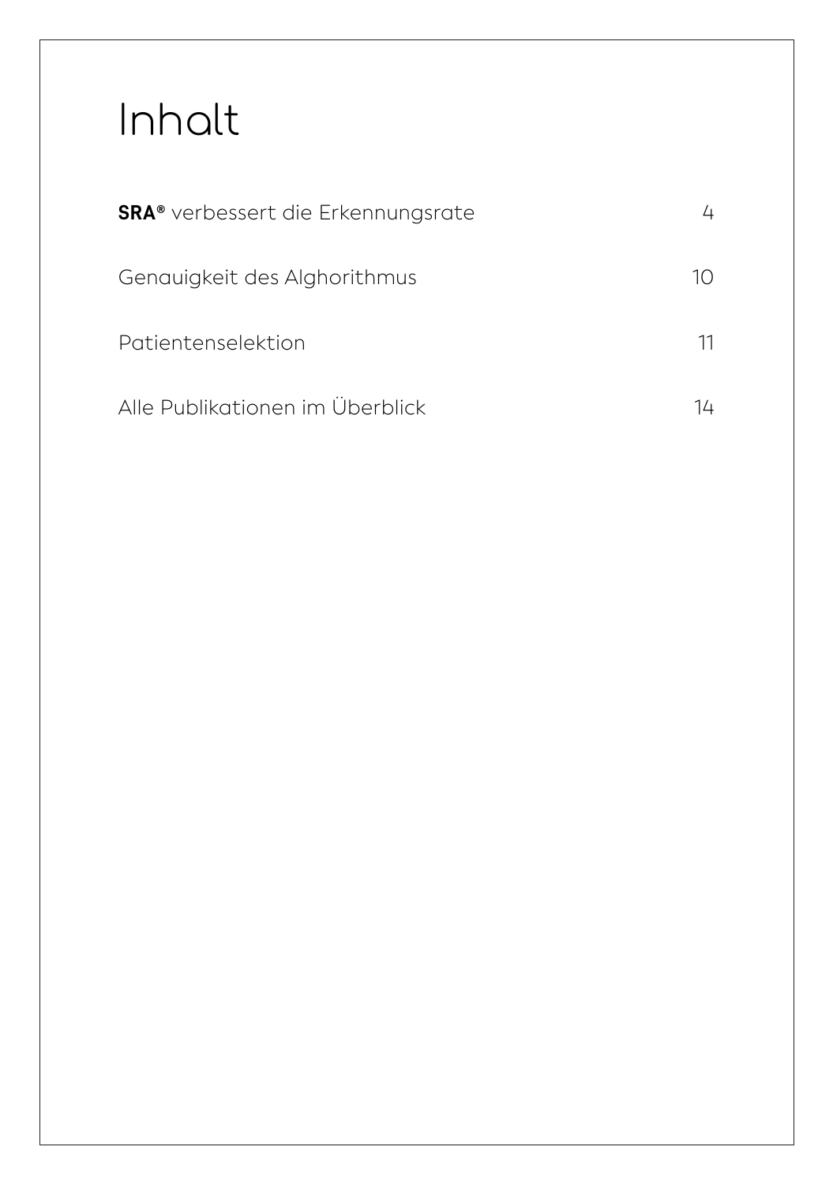# Inhalt

| | |
|---|---|
| **SRA®** verbessert die Erkennungsrate | 4 |
| Genauigkeit des Alghorithmus | 10 |
| Patientenselektion | 11 |
| Alle Publikationen im Überblick | 14 |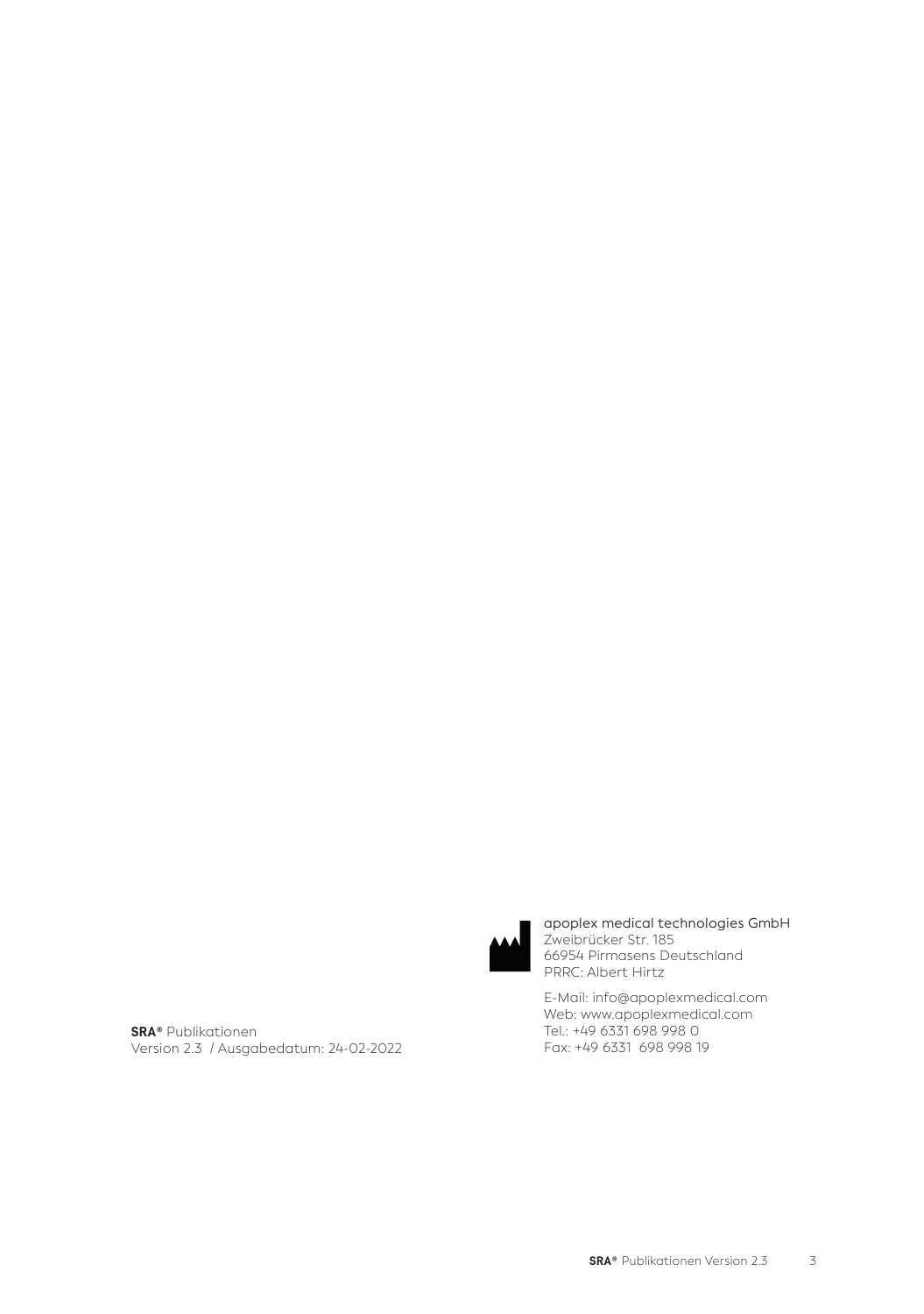**SRA®** Publikationen
Version 2.3 / Ausgabedatum: 24-02-2022

apoplex medical technologies GmbH
Zweibrücker Str. 185
66954 Pirmasens Deutschland
PRRC: Albert Hirtz

E-Mail: info@apoplexmedical.com
Web: www.apoplexmedical.com
Tel.: +49 6331 698 998 0
Fax: +49 6331 698 998 19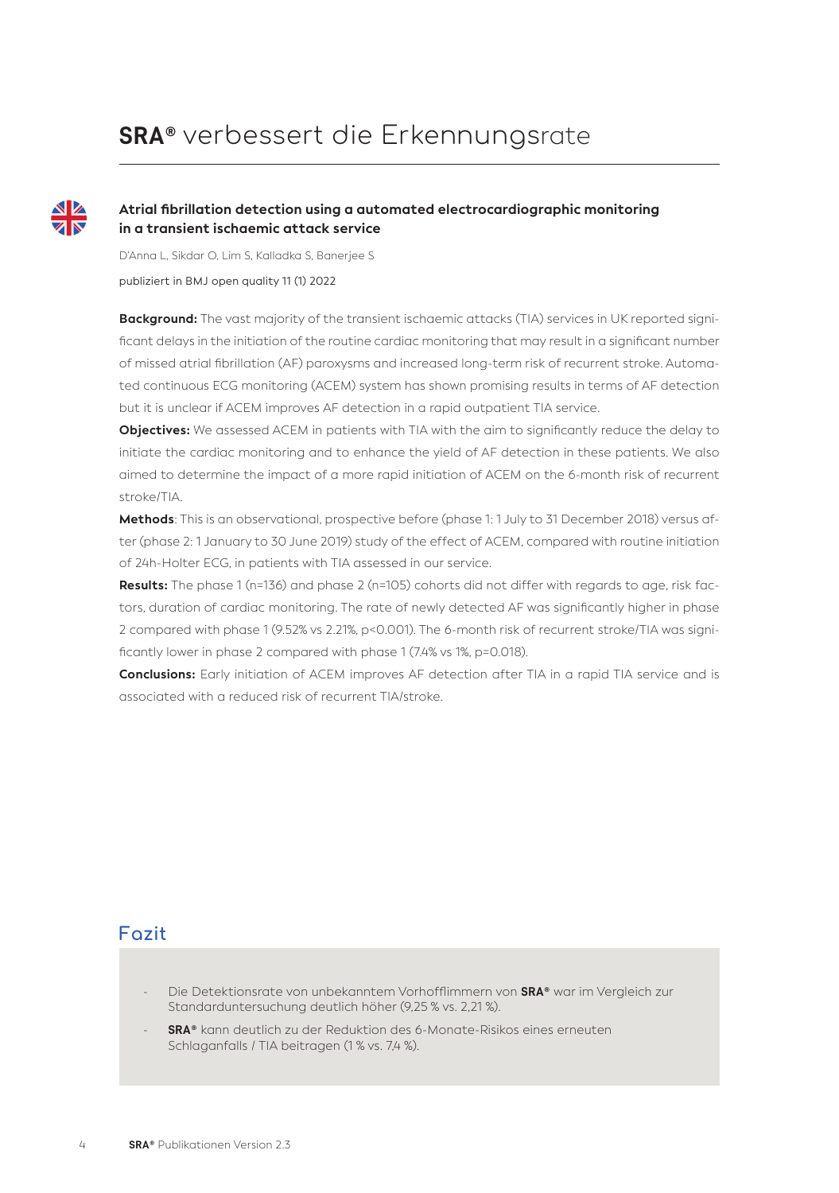# **SRA®** verbessert die Erkennungsrate

### Atrial fibrillation detection using a automated electrocardiographic monitoring in a transient ischaemic attack service

D'Anna L, Sikdar O, Lim S, Kalladka S, Banerjee S

publiziert in BMJ open quality 11 (1) 2022

**Background:** The vast majority of the transient ischaemic attacks (TIA) services in UK reported significant delays in the initiation of the routine cardiac monitoring that may result in a significant number of missed atrial fibrillation (AF) paroxysms and increased long-term risk of recurrent stroke. Automated continuous ECG monitoring (ACEM) system has shown promising results in terms of AF detection but it is unclear if ACEM improves AF detection in a rapid outpatient TIA service.

**Objectives:** We assessed ACEM in patients with TIA with the aim to significantly reduce the delay to initiate the cardiac monitoring and to enhance the yield of AF detection in these patients. We also aimed to determine the impact of a more rapid initiation of ACEM on the 6-month risk of recurrent stroke/TIA.

**Methods**: This is an observational, prospective before (phase 1: 1 July to 31 December 2018) versus after (phase 2: 1 January to 30 June 2019) study of the effect of ACEM, compared with routine initiation of 24h-Holter ECG, in patients with TIA assessed in our service.

**Results:** The phase 1 (n=136) and phase 2 (n=105) cohorts did not differ with regards to age, risk factors, duration of cardiac monitoring. The rate of newly detected AF was significantly higher in phase 2 compared with phase 1 (9.52% vs 2.21%, p<0.001). The 6-month risk of recurrent stroke/TIA was significantly lower in phase 2 compared with phase 1 (7.4% vs 1%, p=0.018).

**Conclusions:** Early initiation of ACEM improves AF detection after TIA in a rapid TIA service and is associated with a reduced risk of recurrent TIA/stroke.

## Fazit

- Die Detektionsrate von unbekanntem Vorhofflimmern von **SRA®** war im Vergleich zur Standarduntersuchung deutlich höher (9,25 % vs. 2,21 %).
- **SRA®** kann deutlich zu der Reduktion des 6-Monate-Risikos eines erneuten Schlaganfalls / TIA beitragen (1 % vs. 7,4 %).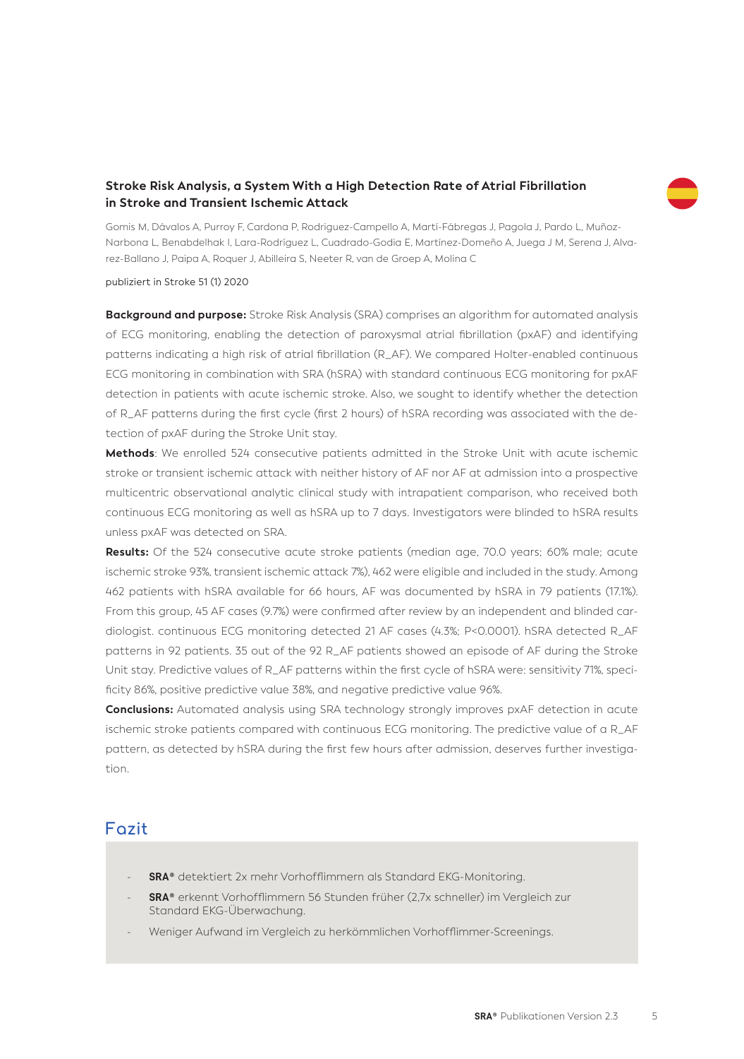## Stroke Risk Analysis, a System With a High Detection Rate of Atrial Fibrillation in Stroke and Transient Ischemic Attack

Gomis M, Dávalos A, Purroy F, Cardona P, Rodriguez-Campello A, Martí-Fábregas J, Pagola J, Pardo L, Muñoz-Narbona L, Benabdelhak I, Lara-Rodríguez L, Cuadrado-Godia E, Martínez-Domeño A, Juega J M, Serena J, Alvarez-Ballano J, Paipa A, Roquer J, Abilleira S, Neeter R, van de Groep A, Molina C

publiziert in Stroke 51 (1) 2020

**Background and purpose:** Stroke Risk Analysis (SRA) comprises an algorithm for automated analysis of ECG monitoring, enabling the detection of paroxysmal atrial fibrillation (pxAF) and identifying patterns indicating a high risk of atrial fibrillation (R_AF). We compared Holter-enabled continuous ECG monitoring in combination with SRA (hSRA) with standard continuous ECG monitoring for pxAF detection in patients with acute ischemic stroke. Also, we sought to identify whether the detection of R_AF patterns during the first cycle (first 2 hours) of hSRA recording was associated with the detection of pxAF during the Stroke Unit stay.

**Methods**: We enrolled 524 consecutive patients admitted in the Stroke Unit with acute ischemic stroke or transient ischemic attack with neither history of AF nor AF at admission into a prospective multicentric observational analytic clinical study with intrapatient comparison, who received both continuous ECG monitoring as well as hSRA up to 7 days. Investigators were blinded to hSRA results unless pxAF was detected on SRA.

**Results:** Of the 524 consecutive acute stroke patients (median age, 70.0 years; 60% male; acute ischemic stroke 93%, transient ischemic attack 7%), 462 were eligible and included in the study. Among 462 patients with hSRA available for 66 hours, AF was documented by hSRA in 79 patients (17.1%). From this group, 45 AF cases (9.7%) were confirmed after review by an independent and blinded cardiologist. continuous ECG monitoring detected 21 AF cases (4.3%; $P<0.0001$). hSRA detected R_AF patterns in 92 patients. 35 out of the 92 R_AF patients showed an episode of AF during the Stroke Unit stay. Predictive values of R_AF patterns within the first cycle of hSRA were: sensitivity 71%, specificity 86%, positive predictive value 38%, and negative predictive value 96%.

**Conclusions:** Automated analysis using SRA technology strongly improves pxAF detection in acute ischemic stroke patients compared with continuous ECG monitoring. The predictive value of a R_AF pattern, as detected by hSRA during the first few hours after admission, deserves further investigation.

## Fazit

- **SRA®** detektiert 2x mehr Vorhofflimmern als Standard EKG-Monitoring.
- **SRA®** erkennt Vorhofflimmern 56 Stunden früher (2,7x schneller) im Vergleich zur Standard EKG-Überwachung.
- Weniger Aufwand im Vergleich zu herkömmlichen Vorhofflimmer-Screenings.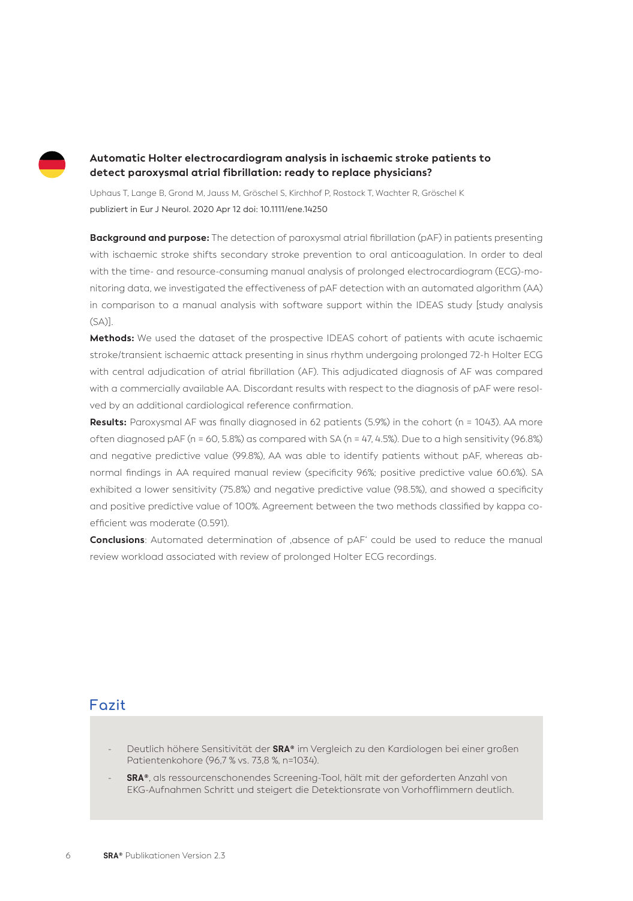### Automatic Holter electrocardiogram analysis in ischaemic stroke patients to detect paroxysmal atrial fibrillation: ready to replace physicians?

Uphaus T, Lange B, Grond M, Jauss M, Gröschel S, Kirchhof P, Rostock T, Wachter R, Gröschel K

publiziert in Eur J Neurol. 2020 Apr 12 doi: 10.1111/ene.14250

**Background and purpose:** The detection of paroxysmal atrial fibrillation (pAF) in patients presenting with ischaemic stroke shifts secondary stroke prevention to oral anticoagulation. In order to deal with the time- and resource-consuming manual analysis of prolonged electrocardiogram (ECG)-monitoring data, we investigated the effectiveness of pAF detection with an automated algorithm (AA) in comparison to a manual analysis with software support within the IDEAS study [study analysis (SA)].

**Methods:** We used the dataset of the prospective IDEAS cohort of patients with acute ischaemic stroke/transient ischaemic attack presenting in sinus rhythm undergoing prolonged 72-h Holter ECG with central adjudication of atrial fibrillation (AF). This adjudicated diagnosis of AF was compared with a commercially available AA. Discordant results with respect to the diagnosis of pAF were resolved by an additional cardiological reference confirmation.

**Results:** Paroxysmal AF was finally diagnosed in 62 patients (5.9%) in the cohort (n = 1043). AA more often diagnosed pAF (n = 60, 5.8%) as compared with SA (n = 47, 4.5%). Due to a high sensitivity (96.8%) and negative predictive value (99.8%), AA was able to identify patients without pAF, whereas abnormal findings in AA required manual review (specificity 96%; positive predictive value 60.6%). SA exhibited a lower sensitivity (75.8%) and negative predictive value (98.5%), and showed a specificity and positive predictive value of 100%. Agreement between the two methods classified by kappa coefficient was moderate (0.591).

**Conclusions**: Automated determination of ‚absence of pAF' could be used to reduce the manual review workload associated with review of prolonged Holter ECG recordings.

## Fazit

- Deutlich höhere Sensitivität der **SRA®** im Vergleich zu den Kardiologen bei einer großen Patientenkohore (96,7 % vs. 73,8 %, n=1034).
- **SRA®**, als ressourcenschonendes Screening-Tool, hält mit der geforderten Anzahl von EKG-Aufnahmen Schritt und steigert die Detektionsrate von Vorhofflimmern deutlich.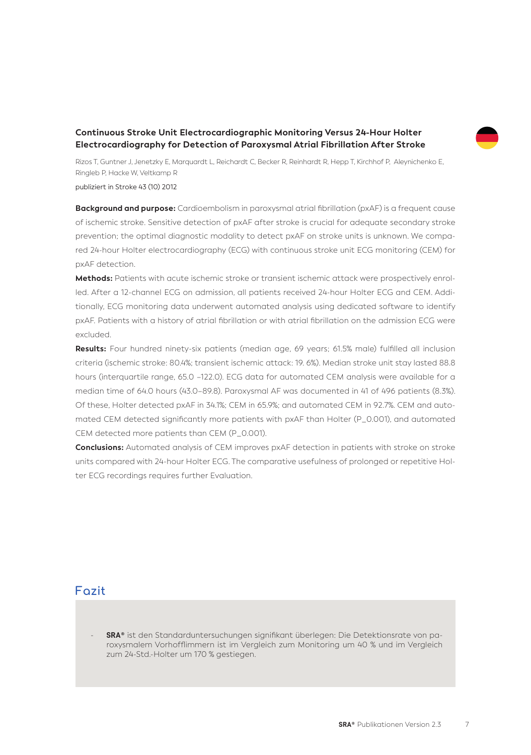## Continuous Stroke Unit Electrocardiographic Monitoring Versus 24-Hour Holter Electrocardiography for Detection of Paroxysmal Atrial Fibrillation After Stroke

Rizos T, Guntner J, Jenetzky E, Marquardt L, Reichardt C, Becker R, Reinhardt R, Hepp T, Kirchhof P, Aleynichenko E, Ringleb P, Hacke W, Veltkamp R

publiziert in Stroke 43 (10) 2012

**Background and purpose:** Cardioembolism in paroxysmal atrial fibrillation (pxAF) is a frequent cause of ischemic stroke. Sensitive detection of pxAF after stroke is crucial for adequate secondary stroke prevention; the optimal diagnostic modality to detect pxAF on stroke units is unknown. We compared 24-hour Holter electrocardiography (ECG) with continuous stroke unit ECG monitoring (CEM) for pxAF detection.

**Methods:** Patients with acute ischemic stroke or transient ischemic attack were prospectively enrolled. After a 12-channel ECG on admission, all patients received 24-hour Holter ECG and CEM. Additionally, ECG monitoring data underwent automated analysis using dedicated software to identify pxAF. Patients with a history of atrial fibrillation or with atrial fibrillation on the admission ECG were excluded.

**Results:** Four hundred ninety-six patients (median age, 69 years; 61.5% male) fulfilled all inclusion criteria (ischemic stroke: 80.4%; transient ischemic attack: 19. 6%). Median stroke unit stay lasted 88.8 hours (interquartile range, 65.0 –122.0). ECG data for automated CEM analysis were available for a median time of 64.0 hours (43.0–89.8). Paroxysmal AF was documented in 41 of 496 patients (8.3%). Of these, Holter detected pxAF in 34.1%; CEM in 65.9%; and automated CEM in 92.7%. CEM and automated CEM detected significantly more patients with pxAF than Holter (P_0.001), and automated CEM detected more patients than CEM (P_0.001).

**Conclusions:** Automated analysis of CEM improves pxAF detection in patients with stroke on stroke units compared with 24-hour Holter ECG. The comparative usefulness of prolonged or repetitive Holter ECG recordings requires further Evaluation.

## Fazit

- **SRA®** ist den Standarduntersuchungen signifikant überlegen: Die Detektionsrate von paroxysmalem Vorhofflimmern ist im Vergleich zum Monitoring um 40 % und im Vergleich zum 24-Std.-Holter um 170 % gestiegen.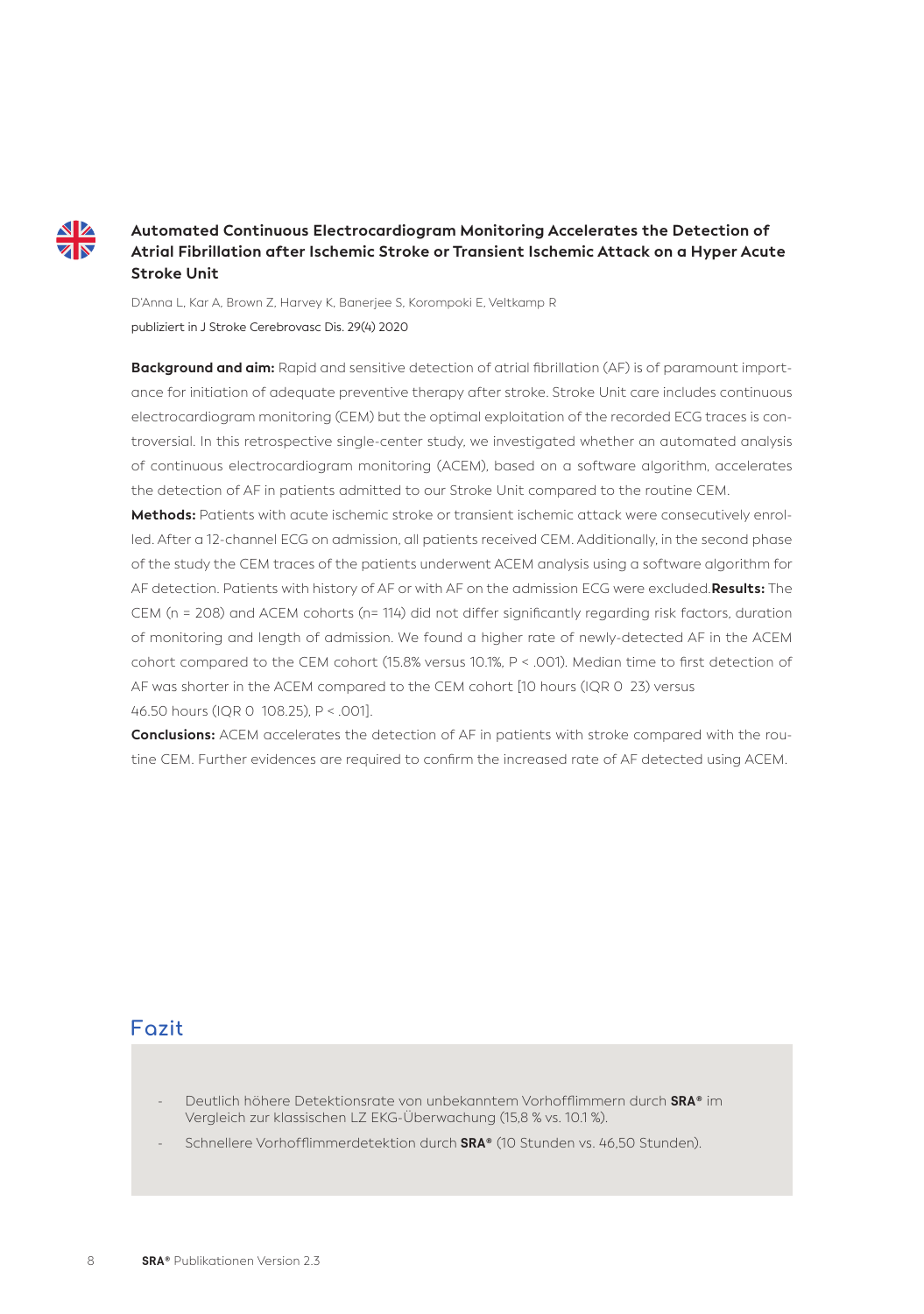### Automated Continuous Electrocardiogram Monitoring Accelerates the Detection of Atrial Fibrillation after Ischemic Stroke or Transient Ischemic Attack on a Hyper Acute Stroke Unit

D'Anna L, Kar A, Brown Z, Harvey K, Banerjee S, Korompoki E, Veltkamp R

publiziert in J Stroke Cerebrovasc Dis. 29(4) 2020

**Background and aim:** Rapid and sensitive detection of atrial fibrillation (AF) is of paramount importance for initiation of adequate preventive therapy after stroke. Stroke Unit care includes continuous electrocardiogram monitoring (CEM) but the optimal exploitation of the recorded ECG traces is controversial. In this retrospective single-center study, we investigated whether an automated analysis of continuous electrocardiogram monitoring (ACEM), based on a software algorithm, accelerates the detection of AF in patients admitted to our Stroke Unit compared to the routine CEM.

**Methods:** Patients with acute ischemic stroke or transient ischemic attack were consecutively enrolled. After a 12-channel ECG on admission, all patients received CEM. Additionally, in the second phase of the study the CEM traces of the patients underwent ACEM analysis using a software algorithm for AF detection. Patients with history of AF or with AF on the admission ECG were excluded. **Results:** The CEM (n = 208) and ACEM cohorts (n= 114) did not differ significantly regarding risk factors, duration of monitoring and length of admission. We found a higher rate of newly-detected AF in the ACEM cohort compared to the CEM cohort (15.8% versus 10.1%, P < .001). Median time to first detection of AF was shorter in the ACEM compared to the CEM cohort [10 hours (IQR 0 23) versus 46.50 hours (IQR 0 108.25), P < .001].

**Conclusions:** ACEM accelerates the detection of AF in patients with stroke compared with the routine CEM. Further evidences are required to confirm the increased rate of AF detected using ACEM.

## Fazit

- Deutlich höhere Detektionsrate von unbekanntem Vorhofflimmern durch **SRA®** im Vergleich zur klassischen LZ EKG-Überwachung (15,8 % vs. 10.1 %).
- Schnellere Vorhofflimmerdetektion durch **SRA®** (10 Stunden vs. 46,50 Stunden).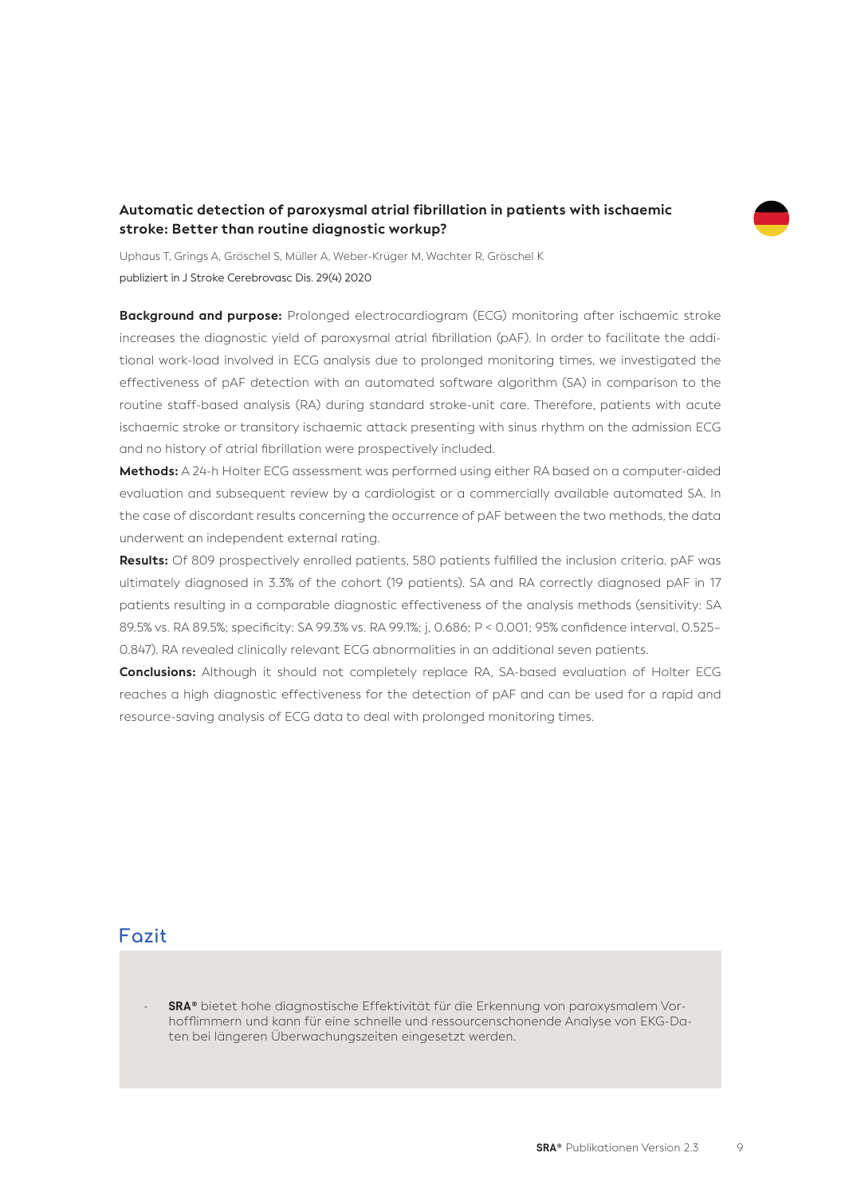## Automatic detection of paroxysmal atrial fibrillation in patients with ischaemic stroke: Better than routine diagnostic workup?

Uphaus T, Grings A, Gröschel S, Müller A, Weber-Krüger M, Wachter R, Gröschel K

publiziert in J Stroke Cerebrovasc Dis. 29(4) 2020

**Background and purpose:** Prolonged electrocardiogram (ECG) monitoring after ischaemic stroke increases the diagnostic yield of paroxysmal atrial fibrillation (pAF). In order to facilitate the additional work-load involved in ECG analysis due to prolonged monitoring times, we investigated the effectiveness of pAF detection with an automated software algorithm (SA) in comparison to the routine staff-based analysis (RA) during standard stroke-unit care. Therefore, patients with acute ischaemic stroke or transitory ischaemic attack presenting with sinus rhythm on the admission ECG and no history of atrial fibrillation were prospectively included.

**Methods:** A 24-h Holter ECG assessment was performed using either RA based on a computer-aided evaluation and subsequent review by a cardiologist or a commercially available automated SA. In the case of discordant results concerning the occurrence of pAF between the two methods, the data underwent an independent external rating.

**Results:** Of 809 prospectively enrolled patients, 580 patients fulfilled the inclusion criteria. pAF was ultimately diagnosed in 3.3% of the cohort (19 patients). SA and RA correctly diagnosed pAF in 17 patients resulting in a comparable diagnostic effectiveness of the analysis methods (sensitivity: SA 89.5% vs. RA 89.5%; specificity: SA 99.3% vs. RA 99.1%; j, 0.686; $P < 0.001$; 95% confidence interval, 0.525–0.847). RA revealed clinically relevant ECG abnormalities in an additional seven patients.

**Conclusions:** Although it should not completely replace RA, SA-based evaluation of Holter ECG reaches a high diagnostic effectiveness for the detection of pAF and can be used for a rapid and resource-saving analysis of ECG data to deal with prolonged monitoring times.

## Fazit

- **SRA®** bietet hohe diagnostische Effektivität für die Erkennung von paroxysmalem Vorhofflimmern und kann für eine schnelle und ressourcenschonende Analyse von EKG-Daten bei längeren Überwachungszeiten eingesetzt werden.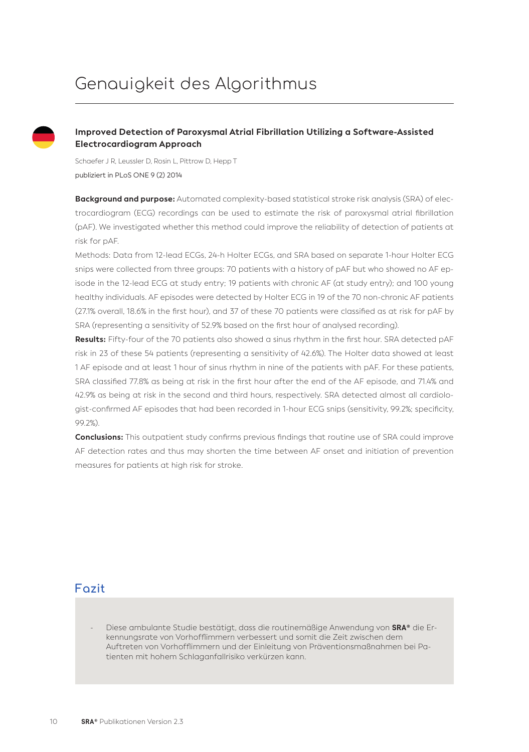# Genauigkeit des Algorithmus

### Improved Detection of Paroxysmal Atrial Fibrillation Utilizing a Software-Assisted Electrocardiogram Approach

Schaefer J R, Leussler D, Rosin L, Pittrow D, Hepp T

publiziert in PLoS ONE 9 (2) 2014

**Background and purpose:** Automated complexity-based statistical stroke risk analysis (SRA) of electrocardiogram (ECG) recordings can be used to estimate the risk of paroxysmal atrial fibrillation (pAF). We investigated whether this method could improve the reliability of detection of patients at risk for pAF.

Methods: Data from 12-lead ECGs, 24-h Holter ECGs, and SRA based on separate 1-hour Holter ECG snips were collected from three groups: 70 patients with a history of pAF but who showed no AF episode in the 12-lead ECG at study entry; 19 patients with chronic AF (at study entry); and 100 young healthy individuals. AF episodes were detected by Holter ECG in 19 of the 70 non-chronic AF patients (27.1% overall, 18.6% in the first hour), and 37 of these 70 patients were classified as at risk for pAF by SRA (representing a sensitivity of 52.9% based on the first hour of analysed recording).

**Results:** Fifty-four of the 70 patients also showed a sinus rhythm in the first hour. SRA detected pAF risk in 23 of these 54 patients (representing a sensitivity of 42.6%). The Holter data showed at least 1 AF episode and at least 1 hour of sinus rhythm in nine of the patients with pAF. For these patients, SRA classified 77.8% as being at risk in the first hour after the end of the AF episode, and 71.4% and 42.9% as being at risk in the second and third hours, respectively. SRA detected almost all cardiologist-confirmed AF episodes that had been recorded in 1-hour ECG snips (sensitivity, 99.2%; specificity, 99.2%).

**Conclusions:** This outpatient study confirms previous findings that routine use of SRA could improve AF detection rates and thus may shorten the time between AF onset and initiation of prevention measures for patients at high risk for stroke.

## Fazit

- Diese ambulante Studie bestätigt, dass die routinemäßige Anwendung von **SRA®** die Erkennungsrate von Vorhofflimmern verbessert und somit die Zeit zwischen dem Auftreten von Vorhofflimmern und der Einleitung von Präventionsmaßnahmen bei Patienten mit hohem Schlaganfallrisiko verkürzen kann.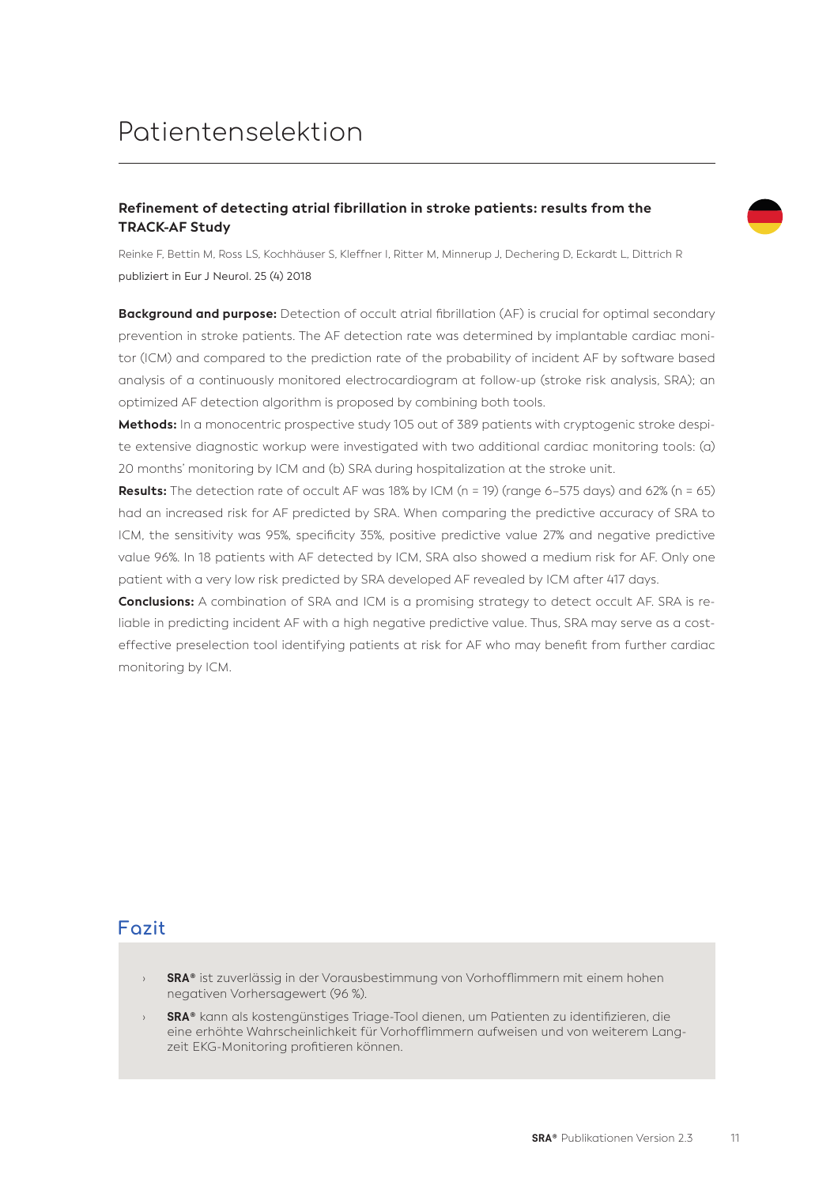# Patientenselektion

### Refinement of detecting atrial fibrillation in stroke patients: results from the TRACK-AF Study

Reinke F, Bettin M, Ross LS, Kochhäuser S, Kleffner I, Ritter M, Minnerup J, Dechering D, Eckardt L, Dittrich R
publiziert in Eur J Neurol. 25 (4) 2018

**Background and purpose:** Detection of occult atrial fibrillation (AF) is crucial for optimal secondary prevention in stroke patients. The AF detection rate was determined by implantable cardiac monitor (ICM) and compared to the prediction rate of the probability of incident AF by software based analysis of a continuously monitored electrocardiogram at follow-up (stroke risk analysis, SRA); an optimized AF detection algorithm is proposed by combining both tools.

**Methods:** In a monocentric prospective study 105 out of 389 patients with cryptogenic stroke despite extensive diagnostic workup were investigated with two additional cardiac monitoring tools: (a) 20 months' monitoring by ICM and (b) SRA during hospitalization at the stroke unit.

**Results:** The detection rate of occult AF was 18% by ICM (n = 19) (range 6–575 days) and 62% (n = 65) had an increased risk for AF predicted by SRA. When comparing the predictive accuracy of SRA to ICM, the sensitivity was 95%, specificity 35%, positive predictive value 27% and negative predictive value 96%. In 18 patients with AF detected by ICM, SRA also showed a medium risk for AF. Only one patient with a very low risk predicted by SRA developed AF revealed by ICM after 417 days.

**Conclusions:** A combination of SRA and ICM is a promising strategy to detect occult AF. SRA is reliable in predicting incident AF with a high negative predictive value. Thus, SRA may serve as a cost-effective preselection tool identifying patients at risk for AF who may benefit from further cardiac monitoring by ICM.

## Fazit

- **SRA®** ist zuverlässig in der Vorausbestimmung von Vorhofflimmern mit einem hohen negativen Vorhersagewert (96 %).
- **SRA®** kann als kostengünstiges Triage-Tool dienen, um Patienten zu identifizieren, die eine erhöhte Wahrscheinlichkeit für Vorhofflimmern aufweisen und von weiterem Langzeit EKG-Monitoring profitieren können.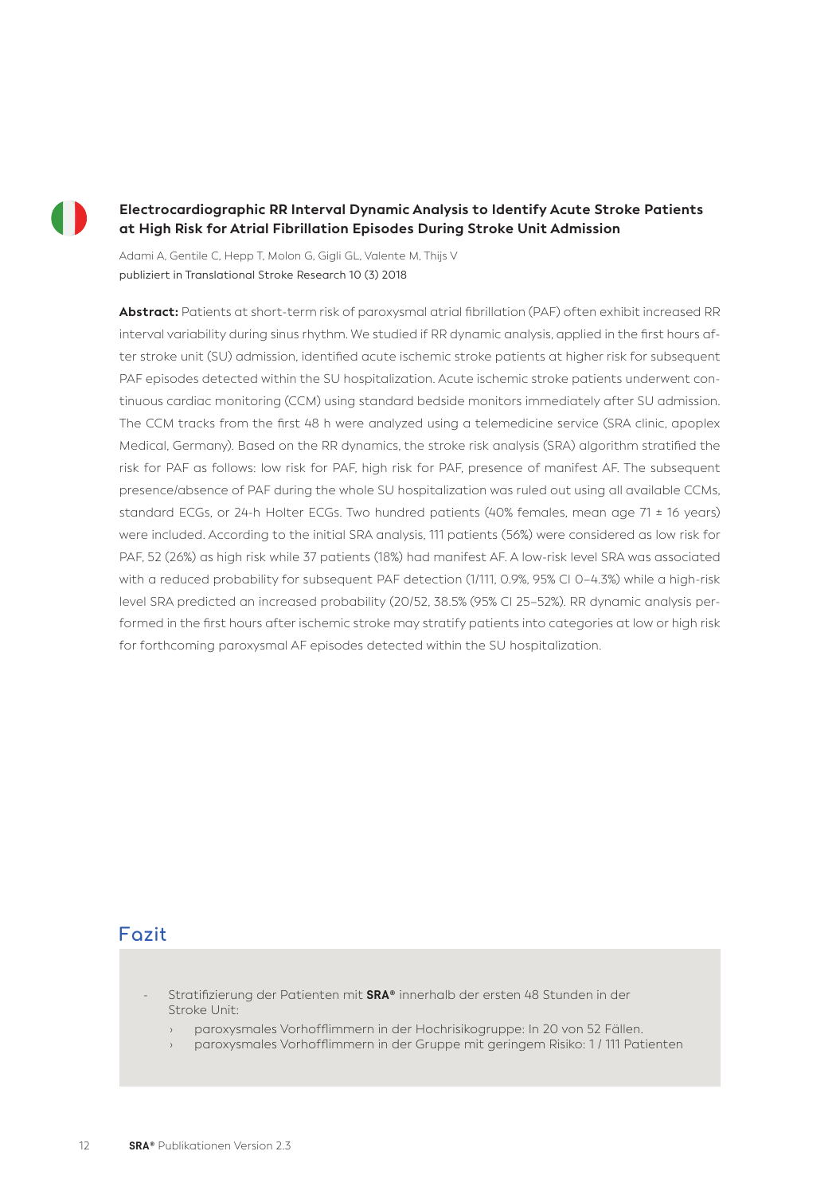### Electrocardiographic RR Interval Dynamic Analysis to Identify Acute Stroke Patients at High Risk for Atrial Fibrillation Episodes During Stroke Unit Admission

Adami A, Gentile C, Hepp T, Molon G, Gigli GL, Valente M, Thijs V
publiziert in Translational Stroke Research 10 (3) 2018

**Abstract:** Patients at short-term risk of paroxysmal atrial fibrillation (PAF) often exhibit increased RR interval variability during sinus rhythm. We studied if RR dynamic analysis, applied in the first hours after stroke unit (SU) admission, identified acute ischemic stroke patients at higher risk for subsequent PAF episodes detected within the SU hospitalization. Acute ischemic stroke patients underwent continuous cardiac monitoring (CCM) using standard bedside monitors immediately after SU admission. The CCM tracks from the first 48 h were analyzed using a telemedicine service (SRA clinic, apoplex Medical, Germany). Based on the RR dynamics, the stroke risk analysis (SRA) algorithm stratified the risk for PAF as follows: low risk for PAF, high risk for PAF, presence of manifest AF. The subsequent presence/absence of PAF during the whole SU hospitalization was ruled out using all available CCMs, standard ECGs, or 24-h Holter ECGs. Two hundred patients (40% females, mean age 71 ± 16 years) were included. According to the initial SRA analysis, 111 patients (56%) were considered as low risk for PAF, 52 (26%) as high risk while 37 patients (18%) had manifest AF. A low-risk level SRA was associated with a reduced probability for subsequent PAF detection (1/111, 0.9%, 95% CI 0–4.3%) while a high-risk level SRA predicted an increased probability (20/52, 38.5% (95% CI 25–52%). RR dynamic analysis performed in the first hours after ischemic stroke may stratify patients into categories at low or high risk for forthcoming paroxysmal AF episodes detected within the SU hospitalization.

## Fazit

- Stratifizierung der Patienten mit **SRA®** innerhalb der ersten 48 Stunden in der Stroke Unit:
  - paroxysmales Vorhofflimmern in der Hochrisikogruppe: In 20 von 52 Fällen.
  - paroxysmales Vorhofflimmern in der Gruppe mit geringem Risiko: 1 / 111 Patienten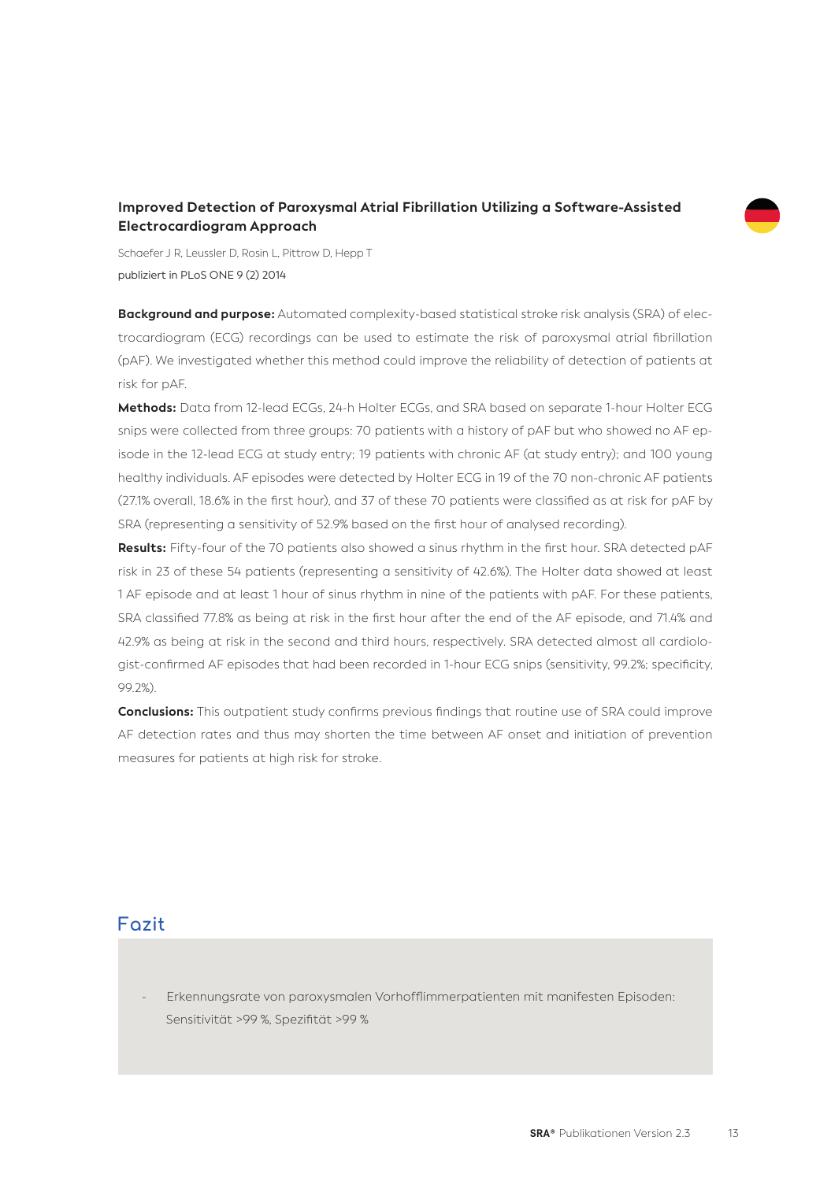### Improved Detection of Paroxysmal Atrial Fibrillation Utilizing a Software-Assisted Electrocardiogram Approach

Schaefer J R, Leussler D, Rosin L, Pittrow D, Hepp T
publiziert in PLoS ONE 9 (2) 2014

**Background and purpose:** Automated complexity-based statistical stroke risk analysis (SRA) of electrocardiogram (ECG) recordings can be used to estimate the risk of paroxysmal atrial fibrillation (pAF). We investigated whether this method could improve the reliability of detection of patients at risk for pAF.

**Methods:** Data from 12-lead ECGs, 24-h Holter ECGs, and SRA based on separate 1-hour Holter ECG snips were collected from three groups: 70 patients with a history of pAF but who showed no AF episode in the 12-lead ECG at study entry; 19 patients with chronic AF (at study entry); and 100 young healthy individuals. AF episodes were detected by Holter ECG in 19 of the 70 non-chronic AF patients (27.1% overall, 18.6% in the first hour), and 37 of these 70 patients were classified as at risk for pAF by SRA (representing a sensitivity of 52.9% based on the first hour of analysed recording).

**Results:** Fifty-four of the 70 patients also showed a sinus rhythm in the first hour. SRA detected pAF risk in 23 of these 54 patients (representing a sensitivity of 42.6%). The Holter data showed at least 1 AF episode and at least 1 hour of sinus rhythm in nine of the patients with pAF. For these patients, SRA classified 77.8% as being at risk in the first hour after the end of the AF episode, and 71.4% and 42.9% as being at risk in the second and third hours, respectively. SRA detected almost all cardiologist-confirmed AF episodes that had been recorded in 1-hour ECG snips (sensitivity, 99.2%; specificity, 99.2%).

**Conclusions:** This outpatient study confirms previous findings that routine use of SRA could improve AF detection rates and thus may shorten the time between AF onset and initiation of prevention measures for patients at high risk for stroke.

## Fazit

- Erkennungsrate von paroxysmalen Vorhofflimmerpatienten mit manifesten Episoden: Sensitivität >99 %, Spezifität >99 %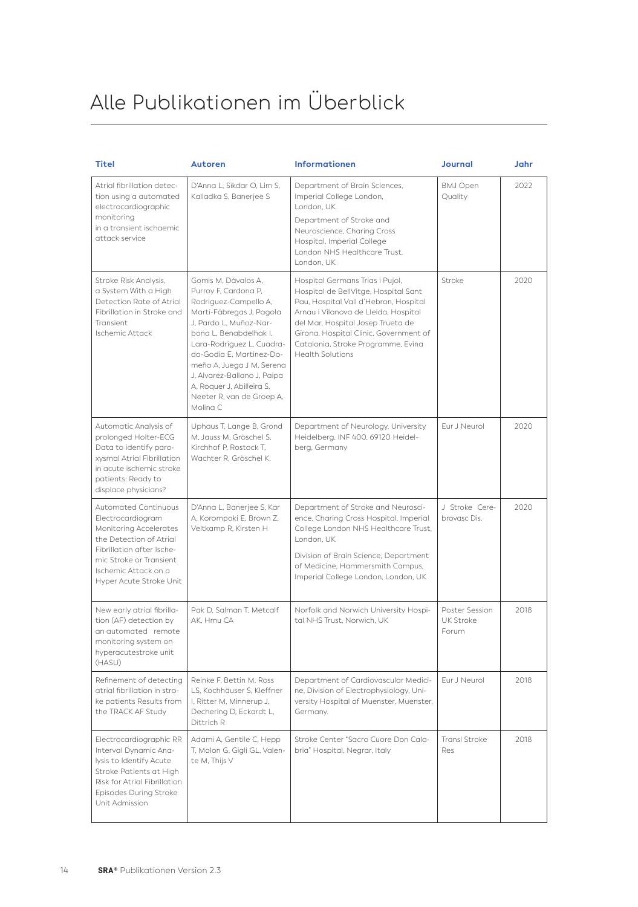# Alle Publikationen im Überblick

| Titel | Autoren | Informationen | Journal | Jahr |
|---|---|---|---|---|
| Atrial fibrillation detection using a automated electrocardiographic monitoring in a transient ischaemic attack service | D'Anna L, Sikdar O, Lim S, Kalladka S, Banerjee S | Department of Brain Sciences, Imperial College London, London, UK<br><br>Department of Stroke and Neuroscience, Charing Cross Hospital, Imperial College London NHS Healthcare Trust, London, UK | BMJ Open Quality | 2022 |
| Stroke Risk Analysis, a System With a High Detection Rate of Atrial Fibrillation in Stroke and Transient Ischemic Attack | Gomis M, Dávalos A, Purroy F, Cardona P, Rodriguez-Campello A, Martí-Fàbregas J, Pagola J, Pardo L, Muñoz-Narbona L, Benabdelhak I, Lara-Rodríguez L, Cuadrado-Godia E, Martinez-Domeño A, Juega J M, Serena J, Alvarez-Ballano J, Paipa A, Roquer J, Abilleira S, Neeter R, van de Groep A, Molina C | Hospital Germans Trias i Pujol, Hospital de BellVitge, Hospital Sant Pau, Hospital Vall d'Hebron, Hospital Arnau i Vilanova de Lleida, Hospital del Mar, Hospital Josep Trueta de Girona, Hospital Clinic, Government of Catalonia, Stroke Programme, Evina Health Solutions | Stroke | 2020 |
| Automatic Analysis of prolonged Holter-ECG Data to identify paroxysmal Atrial Fibrillation in acute ischemic stroke patients: Ready to displace physicians? | Uphaus T, Lange B, Grond M, Jauss M, Gröschel S, Kirchhof P, Rostock T, Wachter R, Gröschel K, | Department of Neurology, University Heidelberg, INF 400, 69120 Heidelberg, Germany | Eur J Neurol | 2020 |
| Automated Continuous Electrocardiogram Monitoring Accelerates the Detection of Atrial Fibrillation after Ischemic Stroke or Transient Ischemic Attack on a Hyper Acute Stroke Unit | D'Anna L, Banerjee S, Kar A, Korompoki E, Brown Z, Veltkamp R, Kirsten H | Department of Stroke and Neuroscience, Charing Cross Hospital, Imperial College London NHS Healthcare Trust, London, UK<br><br>Division of Brain Science, Department of Medicine, Hammersmith Campus, Imperial College London, London, UK | J Stroke Cerebrovasc Dis. | 2020 |
| New early atrial fibrillation (AF) detection by an automated remote monitoring system on hyperacutestroke unit (HASU) | Pak D, Salman T, Metcalf AK, Hmu CA | Norfolk and Norwich University Hospital NHS Trust, Norwich, UK | Poster Session UK Stroke Forum | 2018 |
| Refinement of detecting atrial fibrillation in stroke patients Results from the TRACK AF Study | Reinke F, Bettin M, Ross LS, Kochhäuser S, Kleffner I, Ritter M, Minnerup J, Dechering D, Eckardt L, Dittrich R | Department of Cardiovascular Medicine, Division of Electrophysiology, University Hospital of Muenster, Muenster, Germany. | Eur J Neurol | 2018 |
| Electrocardiographic RR Interval Dynamic Analysis to Identify Acute Stroke Patients at High Risk for Atrial Fibrillation Episodes During Stroke Unit Admission | Adami A, Gentile C, Hepp T, Molon G, Gigli GL, Valente M, Thijs V | Stroke Center "Sacro Cuore Don Calabria" Hospital, Negrar, Italy | Transl Stroke Res | 2018 |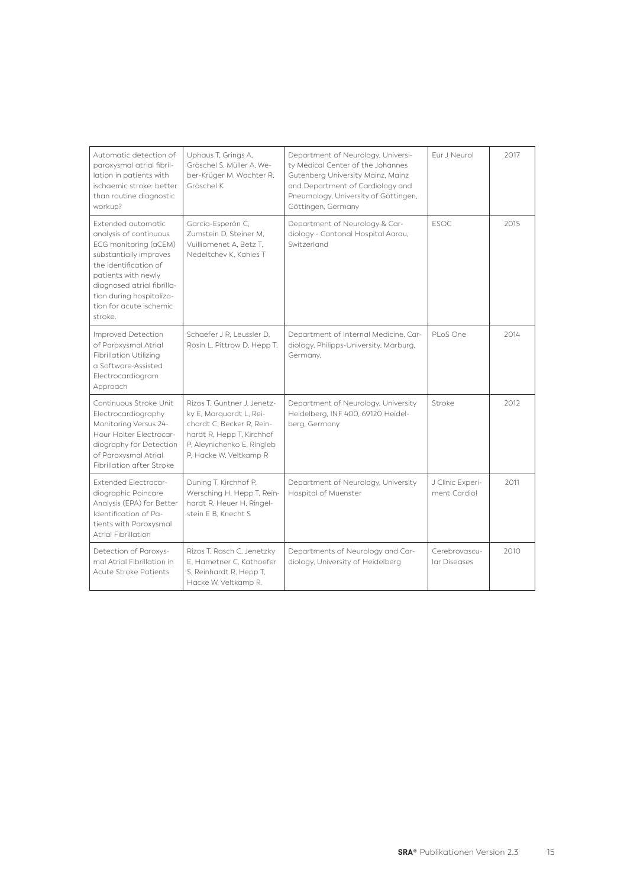| | | | | |
|---|---|---|---|---|
| Automatic detection of paroxysmal atrial fibrillation in patients with ischaemic stroke: better than routine diagnostic workup? | Uphaus T, Grings A, Gröschel S, Müller A, Weber-Krüger M, Wachter R, Gröschel K | Department of Neurology, University Medical Center of the Johannes Gutenberg University Mainz, Mainz and Department of Cardiology and Pneumology, University of Göttingen, Göttingen, Germany | Eur J Neurol | 2017 |
| Extended automatic analysis of continuous ECG monitoring (aCEM) substantially improves the identification of patients with newly diagnosed atrial fibrillation during hospitalization for acute ischemic stroke. | García-Esperón C, Zumstein D, Steiner M, Vuilliomenet A, Betz T, Nedeltchev K, Kahles T | Department of Neurology & Cardiology - Cantonal Hospital Aarau, Switzerland | ESOC | 2015 |
| Improved Detection of Paroxysmal Atrial Fibrillation Utilizing a Software-Assisted Electrocardiogram Approach | Schaefer J R, Leussler D, Rosin L, Pittrow D, Hepp T, | Department of Internal Medicine, Cardiology, Philipps-University, Marburg, Germany, | PLoS One | 2014 |
| Continuous Stroke Unit Electrocardiography Monitoring Versus 24-Hour Holter Electrocardiography for Detection of Paroxysmal Atrial Fibrillation after Stroke | Rizos T, Guntner J, Jenetzky E, Marquardt L, Reichardt C, Becker R, Reinhardt R, Hepp T, Kirchhof P, Aleynichenko E, Ringleb P, Hacke W, Veltkamp R | Department of Neurology, University Heidelberg, INF 400, 69120 Heidelberg, Germany | Stroke | 2012 |
| Extended Electrocardiographic Poincare Analysis (EPA) for Better Identification of Patients with Paroxysmal Atrial Fibrillation | Duning T, Kirchhof P, Wersching H, Hepp T, Reinhardt R, Heuer H, Ringelstein E B, Knecht S | Department of Neurology, University Hospital of Muenster | J Clinic Experiment Cardiol | 2011 |
| Detection of Paroxysmal Atrial Fibrillation in Acute Stroke Patients | Rizos T, Rasch C, Jenetzky E, Hametner C, Kathoefer S, Reinhardt R, Hepp T, Hacke W, Veltkamp R. | Departments of Neurology and Cardiology, University of Heidelberg | Cerebrovascular Diseases | 2010 |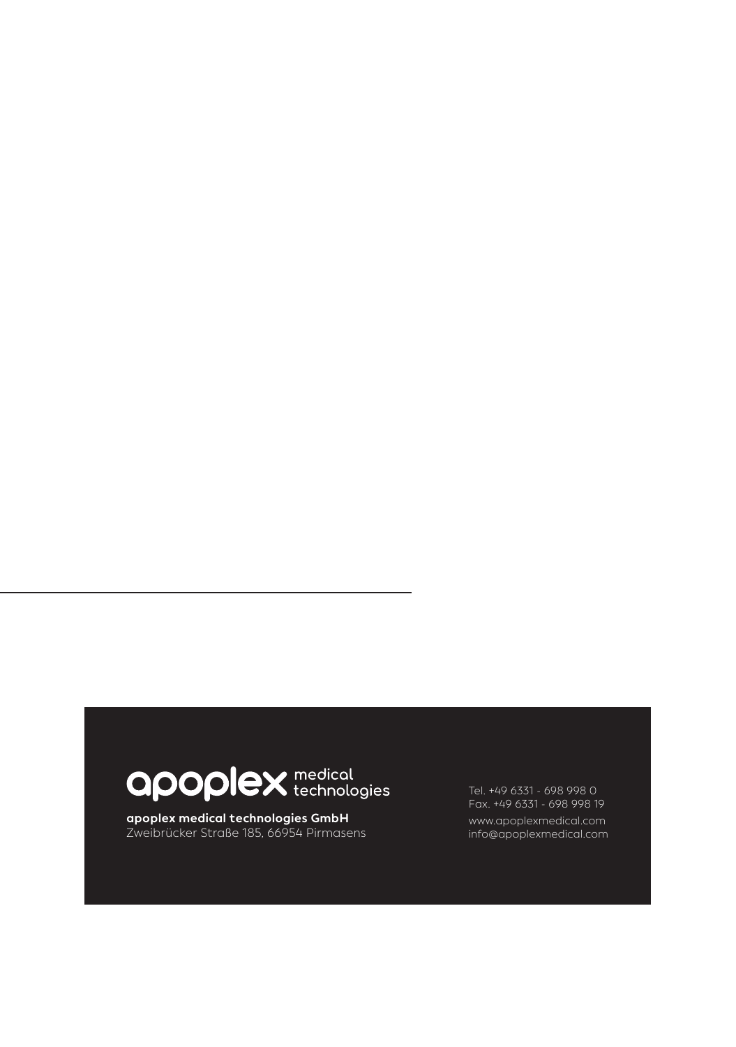apoplex medical technologies

**apoplex medical technologies GmbH**
Zweibrücker Straße 185, 66954 Pirmasens

Tel. +49 6331 - 698 998 0
Fax. +49 6331 - 698 998 19
www.apoplexmedical.com
info@apoplexmedical.com